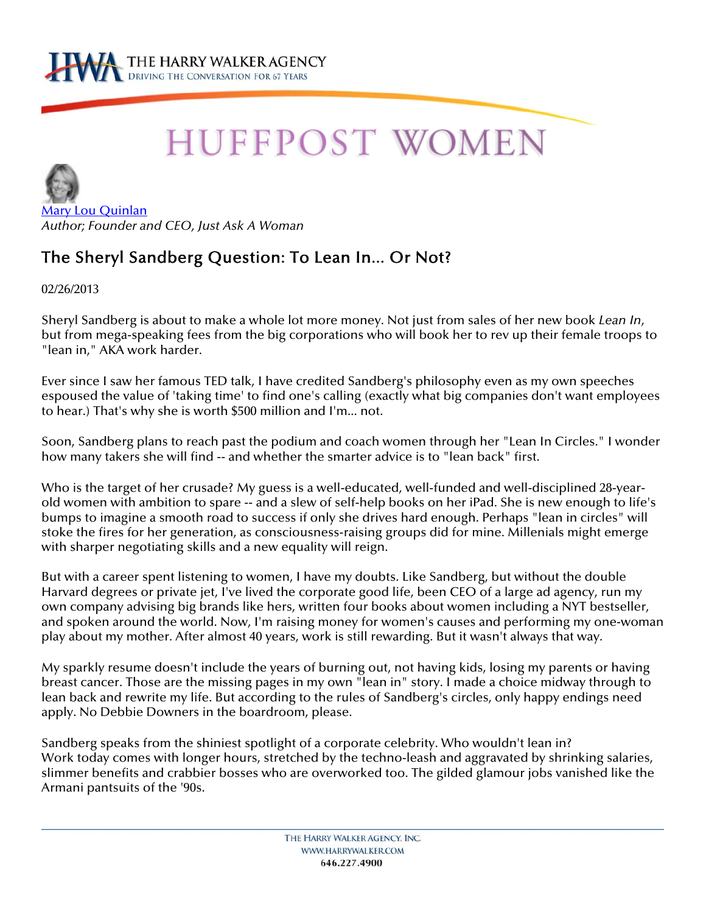THE HARRY WALKER AGENCY
DRIVING THE CONVERSATION FOR 67 YEARS

# HUFFPOST WOMEN

Mary Lou Quinlan
*Author; Founder and CEO, Just Ask A Woman*

## The Sheryl Sandberg Question: To Lean In... Or Not?

02/26/2013

Sheryl Sandberg is about to make a whole lot more money. Not just from sales of her new book *Lean In*, but from mega-speaking fees from the big corporations who will book her to rev up their female troops to "lean in," AKA work harder.

Ever since I saw her famous TED talk, I have credited Sandberg's philosophy even as my own speeches espoused the value of 'taking time' to find one's calling (exactly what big companies don't want employees to hear.) That's why she is worth $500 million and I'm... not.

Soon, Sandberg plans to reach past the podium and coach women through her "Lean In Circles." I wonder how many takers she will find -- and whether the smarter advice is to "lean back" first.

Who is the target of her crusade? My guess is a well-educated, well-funded and well-disciplined 28-year-old women with ambition to spare -- and a slew of self-help books on her iPad. She is new enough to life's bumps to imagine a smooth road to success if only she drives hard enough. Perhaps "lean in circles" will stoke the fires for her generation, as consciousness-raising groups did for mine. Millenials might emerge with sharper negotiating skills and a new equality will reign.

But with a career spent listening to women, I have my doubts. Like Sandberg, but without the double Harvard degrees or private jet, I've lived the corporate good life, been CEO of a large ad agency, run my own company advising big brands like hers, written four books about women including a NYT bestseller, and spoken around the world. Now, I'm raising money for women's causes and performing my one-woman play about my mother. After almost 40 years, work is still rewarding. But it wasn't always that way.

My sparkly resume doesn't include the years of burning out, not having kids, losing my parents or having breast cancer. Those are the missing pages in my own "lean in" story. I made a choice midway through to lean back and rewrite my life. But according to the rules of Sandberg's circles, only happy endings need apply. No Debbie Downers in the boardroom, please.

Sandberg speaks from the shiniest spotlight of a corporate celebrity. Who wouldn't lean in?
Work today comes with longer hours, stretched by the techno-leash and aggravated by shrinking salaries, slimmer benefits and crabbier bosses who are overworked too. The gilded glamour jobs vanished like the Armani pantsuits of the '90s.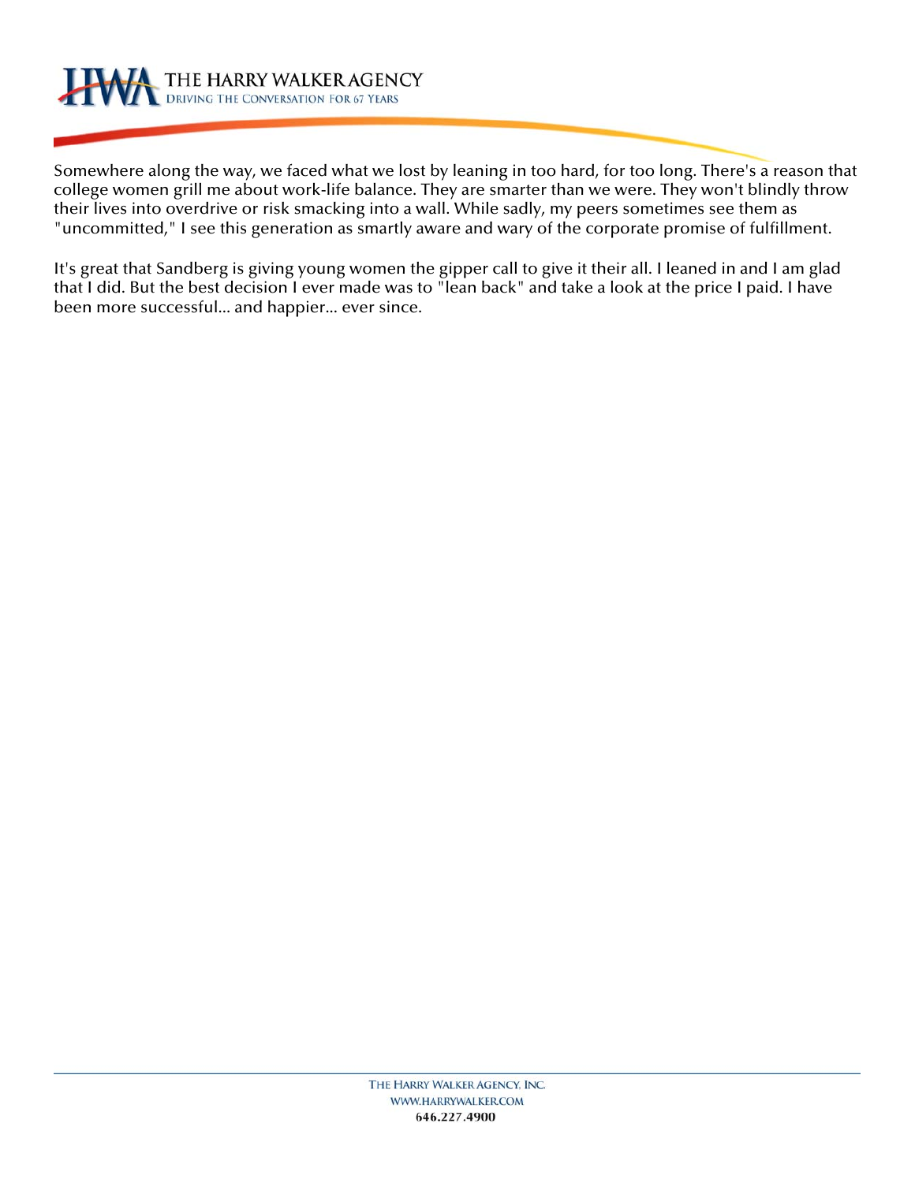Somewhere along the way, we faced what we lost by leaning in too hard, for too long. There's a reason that college women grill me about work-life balance. They are smarter than we were. They won't blindly throw their lives into overdrive or risk smacking into a wall. While sadly, my peers sometimes see them as "uncommitted," I see this generation as smartly aware and wary of the corporate promise of fulfillment.

It's great that Sandberg is giving young women the gipper call to give it their all. I leaned in and I am glad that I did. But the best decision I ever made was to "lean back" and take a look at the price I paid. I have been more successful... and happier... ever since.